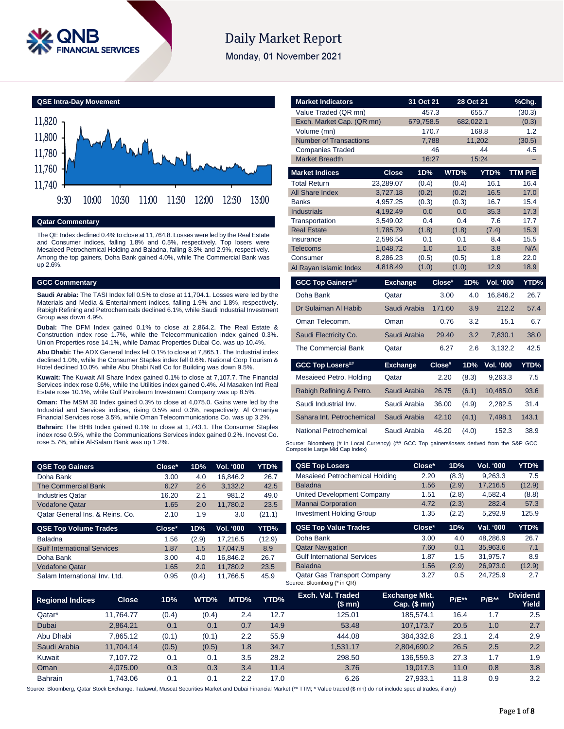# Daily Market Report

Monday, 01 November 2021

## QSE Intra-Day Movement

## Qatar Commentary

The QE Index declined 0.4% to close at 11,764.8. Losses were led by the Real Estate and Consumer indices, falling 1.8% and 0.5%, respectively. Top losers were Mesaieed Petrochemical Holding and Baladna, falling 8.3% and 2.9%, respectively. Among the top gainers, Doha Bank gained 4.0%, while The Commercial Bank was up 2.6%.

## GCC Commentary

**Saudi Arabia:** The TASI Index fell 0.5% to close at 11,704.1. Losses were led by the Materials and Media & Entertainment indices, falling 1.9% and 1.8%, respectively. Rabigh Refining and Petrochemicals declined 6.1%, while Saudi Industrial Investment Group was down 4.9%.

**Dubai:** The DFM Index gained 0.1% to close at 2,864.2. The Real Estate & Construction index rose 1.7%, while the Telecommunication index gained 0.3%. Union Properties rose 14.1%, while Damac Properties Dubai Co. was up 10.4%.

**Abu Dhabi:** The ADX General Index fell 0.1% to close at 7,865.1. The Industrial index declined 1.0%, while the Consumer Staples index fell 0.6%. National Corp Tourism & Hotel declined 10.0%, while Abu Dhabi Natl Co for Building was down 9.5%.

**Kuwait:** The Kuwait All Share Index gained 0.1% to close at 7,107.7. The Financial Services index rose 0.6%, while the Utilities index gained 0.4%. Al Masaken Intl Real Estate rose 10.1%, while Gulf Petroleum Investment Company was up 8.5%.

**Oman:** The MSM 30 Index gained 0.3% to close at 4,075.0. Gains were led by the Industrial and Services indices, rising 0.5% and 0.3%, respectively. Al Omaniya Financial Services rose 3.5%, while Oman Telecommunications Co. was up 3.2%.

**Bahrain:** The BHB Index gained 0.1% to close at 1,743.1. The Consumer Staples index rose 0.5%, while the Communications Services index gained 0.2%. Inovest Co. rose 5.7%, while Al-Salam Bank was up 1.2%.

| Market Indicators | 31 Oct 21 | 28 Oct 21 | %Chg. |
|---|---|---|---|
| Value Traded (QR mn) | 457.3 | 655.7 | (30.3) |
| Exch. Market Cap. (QR mn) | 679,758.5 | 682,022.1 | (0.3) |
| Volume (mn) | 170.7 | 168.8 | 1.2 |
| Number of Transactions | 7,788 | 11,202 | (30.5) |
| Companies Traded | 46 | 44 | 4.5 |
| Market Breadth | 16:27 | 15:24 | – |

| Market Indices | Close | 1D% | WTD% | YTD% | TTM P/E |
|---|---|---|---|---|---|
| Total Return | 23,289.07 | (0.4) | (0.4) | 16.1 | 16.4 |
| All Share Index | 3,727.18 | (0.2) | (0.2) | 16.5 | 17.0 |
| Banks | 4,957.25 | (0.3) | (0.3) | 16.7 | 15.4 |
| Industrials | 4,192.49 | 0.0 | 0.0 | 35.3 | 17.3 |
| Transportation | 3,549.02 | 0.4 | 0.4 | 7.6 | 17.7 |
| Real Estate | 1,785.79 | (1.8) | (1.8) | (7.4) | 15.3 |
| Insurance | 2,596.54 | 0.1 | 0.1 | 8.4 | 15.5 |
| Telecoms | 1,048.72 | 1.0 | 1.0 | 3.8 | N/A |
| Consumer | 8,286.23 | (0.5) | (0.5) | 1.8 | 22.0 |
| Al Rayan Islamic Index | 4,818.49 | (1.0) | (1.0) | 12.9 | 18.9 |

| GCC Top Gainers## | Exchange | Close# | 1D% | Vol. '000 | YTD% |
|---|---|---|---|---|---|
| Doha Bank | Qatar | 3.00 | 4.0 | 16,846.2 | 26.7 |
| Dr Sulaiman Al Habib | Saudi Arabia | 171.60 | 3.9 | 212.2 | 57.4 |
| Oman Telecomm. | Oman | 0.76 | 3.2 | 15.1 | 6.7 |
| Saudi Electricity Co. | Saudi Arabia | 29.40 | 3.2 | 7,830.1 | 38.0 |
| The Commercial Bank | Qatar | 6.27 | 2.6 | 3,132.2 | 42.5 |

| GCC Top Losers## | Exchange | Close# | 1D% | Vol. '000 | YTD% |
|---|---|---|---|---|---|
| Mesaieed Petro. Holding | Qatar | 2.20 | (8.3) | 9,263.3 | 7.5 |
| Rabigh Refining & Petro. | Saudi Arabia | 26.75 | (6.1) | 10,485.0 | 93.6 |
| Saudi Industrial Inv. | Saudi Arabia | 36.00 | (4.9) | 2,282.5 | 31.4 |
| Sahara Int. Petrochemical | Saudi Arabia | 42.10 | (4.1) | 7,498.1 | 143.1 |
| National Petrochemical | Saudi Arabia | 46.20 | (4.0) | 152.3 | 38.9 |

Source: Bloomberg (# in Local Currency) (## GCC Top gainers/losers derived from the S&P GCC Composite Large Mid Cap Index)

| QSE Top Gainers | Close* | 1D% | Vol. '000 | YTD% |
|---|---|---|---|---|
| Doha Bank | 3.00 | 4.0 | 16,846.2 | 26.7 |
| The Commercial Bank | 6.27 | 2.6 | 3,132.2 | 42.5 |
| Industries Qatar | 16.20 | 2.1 | 981.2 | 49.0 |
| Vodafone Qatar | 1.65 | 2.0 | 11,780.2 | 23.5 |
| Qatar General Ins. & Reins. Co. | 2.10 | 1.9 | 3.0 | (21.1) |

| QSE Top Volume Trades | Close* | 1D% | Vol. '000 | YTD% |
|---|---|---|---|---|
| Baladna | 1.56 | (2.9) | 17,216.5 | (12.9) |
| Gulf International Services | 1.87 | 1.5 | 17,047.9 | 8.9 |
| Doha Bank | 3.00 | 4.0 | 16,846.2 | 26.7 |
| Vodafone Qatar | 1.65 | 2.0 | 11,780.2 | 23.5 |
| Salam International Inv. Ltd. | 0.95 | (0.4) | 11,766.5 | 45.9 |

| QSE Top Losers | Close* | 1D% | Vol. '000 | YTD% |
|---|---|---|---|---|
| Mesaieed Petrochemical Holding | 2.20 | (8.3) | 9,263.3 | 7.5 |
| Baladna | 1.56 | (2.9) | 17,216.5 | (12.9) |
| United Development Company | 1.51 | (2.8) | 4,582.4 | (8.8) |
| Mannai Corporation | 4.72 | (2.3) | 282.4 | 57.3 |
| Investment Holding Group | 1.35 | (2.2) | 5,292.9 | 125.9 |

| QSE Top Value Trades | Close* | 1D% | Val. '000 | YTD% |
|---|---|---|---|---|
| Doha Bank | 3.00 | 4.0 | 48,286.9 | 26.7 |
| Qatar Navigation | 7.60 | 0.1 | 35,963.6 | 7.1 |
| Gulf International Services | 1.87 | 1.5 | 31,975.7 | 8.9 |
| Baladna | 1.56 | (2.9) | 26,973.0 | (12.9) |
| Qatar Gas Transport Company | 3.27 | 0.5 | 24,725.9 | 2.7 |

Source: Bloomberg (* in QR)

| Regional Indices | Close | 1D% | WTD% | MTD% | YTD% | Exch. Val. Traded ($ mn) | Exchange Mkt. Cap. ($ mn) | P/E** | P/B** | Dividend Yield |
|---|---|---|---|---|---|---|---|---|---|---|
| Qatar* | 11,764.77 | (0.4) | (0.4) | 2.4 | 12.7 | 125.01 | 185,574.1 | 16.4 | 1.7 | 2.5 |
| Dubai | 2,864.21 | 0.1 | 0.1 | 0.7 | 14.9 | 53.48 | 107,173.7 | 20.5 | 1.0 | 2.7 |
| Abu Dhabi | 7,865.12 | (0.1) | (0.1) | 2.2 | 55.9 | 444.08 | 384,332.8 | 23.1 | 2.4 | 2.9 |
| Saudi Arabia | 11,704.14 | (0.5) | (0.5) | 1.8 | 34.7 | 1,531.17 | 2,804,690.2 | 26.5 | 2.5 | 2.2 |
| Kuwait | 7,107.72 | 0.1 | 0.1 | 3.5 | 28.2 | 298.50 | 136,559.3 | 27.3 | 1.7 | 1.9 |
| Oman | 4,075.00 | 0.3 | 0.3 | 3.4 | 11.4 | 3.76 | 19,017.3 | 11.0 | 0.8 | 3.8 |
| Bahrain | 1,743.06 | 0.1 | 0.1 | 2.2 | 17.0 | 6.26 | 27,933.1 | 11.8 | 0.9 | 3.2 |

Source: Bloomberg, Qatar Stock Exchange, Tadawul, Muscat Securities Market and Dubai Financial Market (** TTM; * Value traded ($ mn) do not include special trades, if any)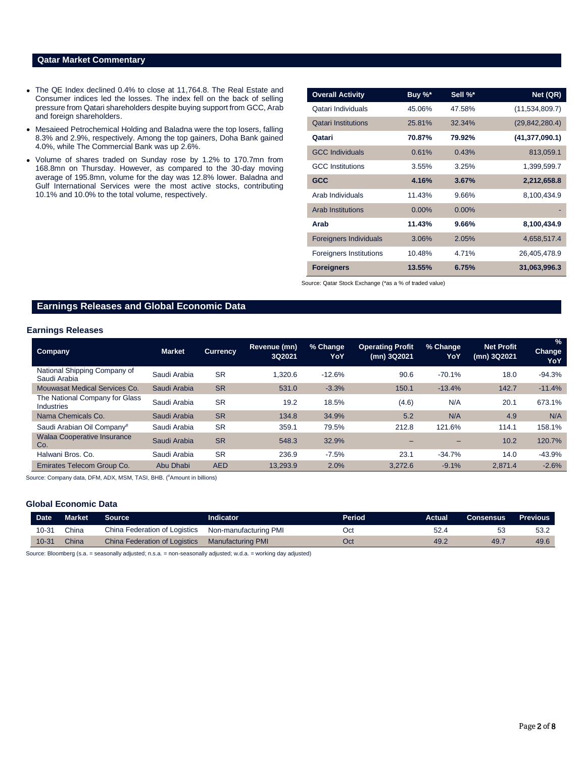## Qatar Market Commentary

- The QE Index declined 0.4% to close at 11,764.8. The Real Estate and Consumer indices led the losses. The index fell on the back of selling pressure from Qatari shareholders despite buying support from GCC, Arab and foreign shareholders.
- Mesaieed Petrochemical Holding and Baladna were the top losers, falling 8.3% and 2.9%, respectively. Among the top gainers, Doha Bank gained 4.0%, while The Commercial Bank was up 2.6%.
- Volume of shares traded on Sunday rose by 1.2% to 170.7mn from 168.8mn on Thursday. However, as compared to the 30-day moving average of 195.8mn, volume for the day was 12.8% lower. Baladna and Gulf International Services were the most active stocks, contributing 10.1% and 10.0% to the total volume, respectively.

| Overall Activity | Buy %* | Sell %* | Net (QR) |
|---|---|---|---|
| Qatari Individuals | 45.06% | 47.58% | (11,534,809.7) |
| Qatari Institutions | 25.81% | 32.34% | (29,842,280.4) |
| **Qatari** | **70.87%** | **79.92%** | **(41,377,090.1)** |
| GCC Individuals | 0.61% | 0.43% | 813,059.1 |
| GCC Institutions | 3.55% | 3.25% | 1,399,599.7 |
| **GCC** | **4.16%** | **3.67%** | **2,212,658.8** |
| Arab Individuals | 11.43% | 9.66% | 8,100,434.9 |
| Arab Institutions | 0.00% | 0.00% | - |
| **Arab** | **11.43%** | **9.66%** | **8,100,434.9** |
| Foreigners Individuals | 3.06% | 2.05% | 4,658,517.4 |
| Foreigners Institutions | 10.48% | 4.71% | 26,405,478.9 |
| **Foreigners** | **13.55%** | **6.75%** | **31,063,996.3** |

Source: Qatar Stock Exchange (*as a % of traded value)

## Earnings Releases and Global Economic Data

### Earnings Releases

| Company | Market | Currency | Revenue (mn) 3Q2021 | % Change YoY | Operating Profit (mn) 3Q2021 | % Change YoY | Net Profit (mn) 3Q2021 | % Change YoY |
|---|---|---|---|---|---|---|---|---|
| National Shipping Company of Saudi Arabia | Saudi Arabia | SR | 1,320.6 | -12.6% | 90.6 | -70.1% | 18.0 | -94.3% |
| Mouwasat Medical Services Co. | Saudi Arabia | SR | 531.0 | -3.3% | 150.1 | -13.4% | 142.7 | -11.4% |
| The National Company for Glass Industries | Saudi Arabia | SR | 19.2 | 18.5% | (4.6) | N/A | 20.1 | 673.1% |
| Nama Chemicals Co. | Saudi Arabia | SR | 134.8 | 34.9% | 5.2 | N/A | 4.9 | N/A |
| Saudi Arabian Oil Company# | Saudi Arabia | SR | 359.1 | 79.5% | 212.8 | 121.6% | 114.1 | 158.1% |
| Walaa Cooperative Insurance Co. | Saudi Arabia | SR | 548.3 | 32.9% | – | – | 10.2 | 120.7% |
| Halwani Bros. Co. | Saudi Arabia | SR | 236.9 | -7.5% | 23.1 | -34.7% | 14.0 | -43.9% |
| Emirates Telecom Group Co. | Abu Dhabi | AED | 13,293.9 | 2.0% | 3,272.6 | -9.1% | 2,871.4 | -2.6% |

Source: Company data, DFM, ADX, MSM, TASI, BHB. (#Amount in billions)

### Global Economic Data

| Date | Market | Source | Indicator | Period | Actual | Consensus | Previous |
|---|---|---|---|---|---|---|---|
| 10-31 | China | China Federation of Logistics | Non-manufacturing PMI | Oct | 52.4 | 53 | 53.2 |
| 10-31 | China | China Federation of Logistics | Manufacturing PMI | Oct | 49.2 | 49.7 | 49.6 |

Source: Bloomberg (s.a. = seasonally adjusted; n.s.a. = non-seasonally adjusted; w.d.a. = working day adjusted)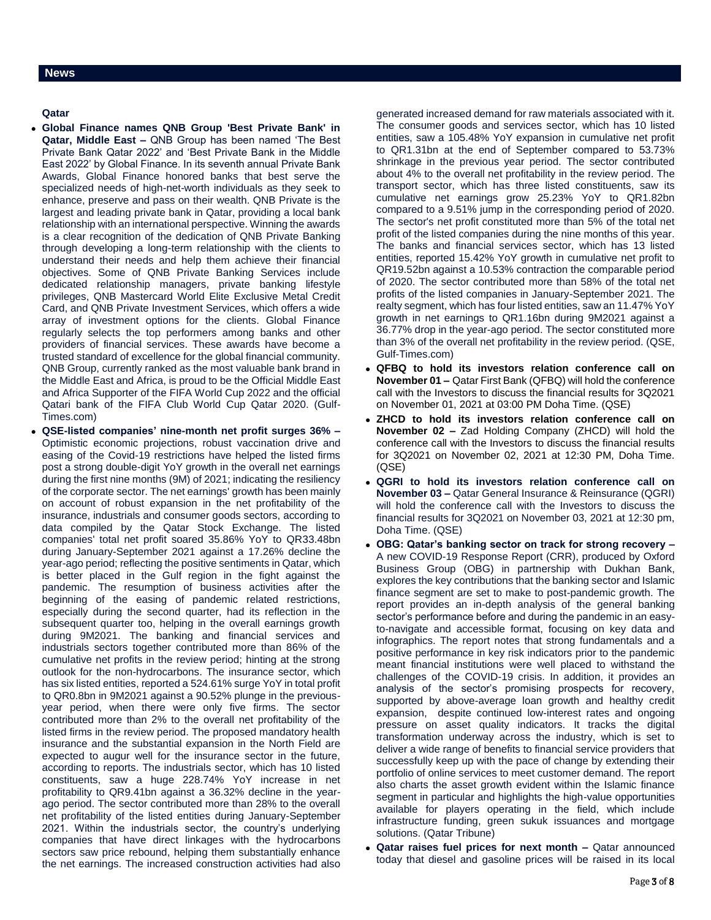## News

### Qatar

- **Global Finance names QNB Group 'Best Private Bank' in Qatar, Middle East –** QNB Group has been named 'The Best Private Bank Qatar 2022' and 'Best Private Bank in the Middle East 2022' by Global Finance. In its seventh annual Private Bank Awards, Global Finance honored banks that best serve the specialized needs of high-net-worth individuals as they seek to enhance, preserve and pass on their wealth. QNB Private is the largest and leading private bank in Qatar, providing a local bank relationship with an international perspective. Winning the awards is a clear recognition of the dedication of QNB Private Banking through developing a long-term relationship with the clients to understand their needs and help them achieve their financial objectives. Some of QNB Private Banking Services include dedicated relationship managers, private banking lifestyle privileges, QNB Mastercard World Elite Exclusive Metal Credit Card, and QNB Private Investment Services, which offers a wide array of investment options for the clients. Global Finance regularly selects the top performers among banks and other providers of financial services. These awards have become a trusted standard of excellence for the global financial community. QNB Group, currently ranked as the most valuable bank brand in the Middle East and Africa, is proud to be the Official Middle East and Africa Supporter of the FIFA World Cup 2022 and the official Qatari bank of the FIFA Club World Cup Qatar 2020. (Gulf-Times.com)
- **QSE-listed companies' nine-month net profit surges 36% –** Optimistic economic projections, robust vaccination drive and easing of the Covid-19 restrictions have helped the listed firms post a strong double-digit YoY growth in the overall net earnings during the first nine months (9M) of 2021; indicating the resiliency of the corporate sector. The net earnings' growth has been mainly on account of robust expansion in the net profitability of the insurance, industrials and consumer goods sectors, according to data compiled by the Qatar Stock Exchange. The listed companies' total net profit soared 35.86% YoY to QR33.48bn during January-September 2021 against a 17.26% decline the year-ago period; reflecting the positive sentiments in Qatar, which is better placed in the Gulf region in the fight against the pandemic. The resumption of business activities after the beginning of the easing of pandemic related restrictions, especially during the second quarter, had its reflection in the subsequent quarter too, helping in the overall earnings growth during 9M2021. The banking and financial services and industrials sectors together contributed more than 86% of the cumulative net profits in the review period; hinting at the strong outlook for the non-hydrocarbons. The insurance sector, which has six listed entities, reported a 524.61% surge YoY in total profit to QR0.8bn in 9M2021 against a 90.52% plunge in the previous-year period, when there were only five firms. The sector contributed more than 2% to the overall net profitability of the listed firms in the review period. The proposed mandatory health insurance and the substantial expansion in the North Field are expected to augur well for the insurance sector in the future, according to reports. The industrials sector, which has 10 listed constituents, saw a huge 228.74% YoY increase in net profitability to QR9.41bn against a 36.32% decline in the year-ago period. The sector contributed more than 28% to the overall net profitability of the listed entities during January-September 2021. Within the industrials sector, the country's underlying companies that have direct linkages with the hydrocarbons sectors saw price rebound, helping them substantially enhance the net earnings. The increased construction activities had also generated increased demand for raw materials associated with it. The consumer goods and services sector, which has 10 listed entities, saw a 105.48% YoY expansion in cumulative net profit to QR1.31bn at the end of September compared to 53.73% shrinkage in the previous year period. The sector contributed about 4% to the overall net profitability in the review period. The transport sector, which has three listed constituents, saw its cumulative net earnings grow 25.23% YoY to QR1.82bn compared to a 9.51% jump in the corresponding period of 2020. The sector's net profit constituted more than 5% of the total net profit of the listed companies during the nine months of this year. The banks and financial services sector, which has 13 listed entities, reported 15.42% YoY growth in cumulative net profit to QR19.52bn against a 10.53% contraction the comparable period of 2020. The sector contributed more than 58% of the total net profits of the listed companies in January-September 2021. The realty segment, which has four listed entities, saw an 11.47% YoY growth in net earnings to QR1.16bn during 9M2021 against a 36.77% drop in the year-ago period. The sector constituted more than 3% of the overall net profitability in the review period. (QSE, Gulf-Times.com)
- **QFBQ to hold its investors relation conference call on November 01 –** Qatar First Bank (QFBQ) will hold the conference call with the Investors to discuss the financial results for 3Q2021 on November 01, 2021 at 03:00 PM Doha Time. (QSE)
- **ZHCD to hold its investors relation conference call on November 02 –** Zad Holding Company (ZHCD) will hold the conference call with the Investors to discuss the financial results for 3Q2021 on November 02, 2021 at 12:30 PM, Doha Time. (QSE)
- **QGRI to hold its investors relation conference call on November 03 –** Qatar General Insurance & Reinsurance (QGRI) will hold the conference call with the Investors to discuss the financial results for 3Q2021 on November 03, 2021 at 12:30 pm, Doha Time. (QSE)
- **OBG: Qatar's banking sector on track for strong recovery –** A new COVID-19 Response Report (CRR), produced by Oxford Business Group (OBG) in partnership with Dukhan Bank, explores the key contributions that the banking sector and Islamic finance segment are set to make to post-pandemic growth. The report provides an in-depth analysis of the general banking sector's performance before and during the pandemic in an easy-to-navigate and accessible format, focusing on key data and infographics. The report notes that strong fundamentals and a positive performance in key risk indicators prior to the pandemic meant financial institutions were well placed to withstand the challenges of the COVID-19 crisis. In addition, it provides an analysis of the sector's promising prospects for recovery, supported by above-average loan growth and healthy credit expansion, despite continued low-interest rates and ongoing pressure on asset quality indicators. It tracks the digital transformation underway across the industry, which is set to deliver a wide range of benefits to financial service providers that successfully keep up with the pace of change by extending their portfolio of online services to meet customer demand. The report also charts the asset growth evident within the Islamic finance segment in particular and highlights the high-value opportunities available for players operating in the field, which include infrastructure funding, green sukuk issuances and mortgage solutions. (Qatar Tribune)
- **Qatar raises fuel prices for next month –** Qatar announced today that diesel and gasoline prices will be raised in its local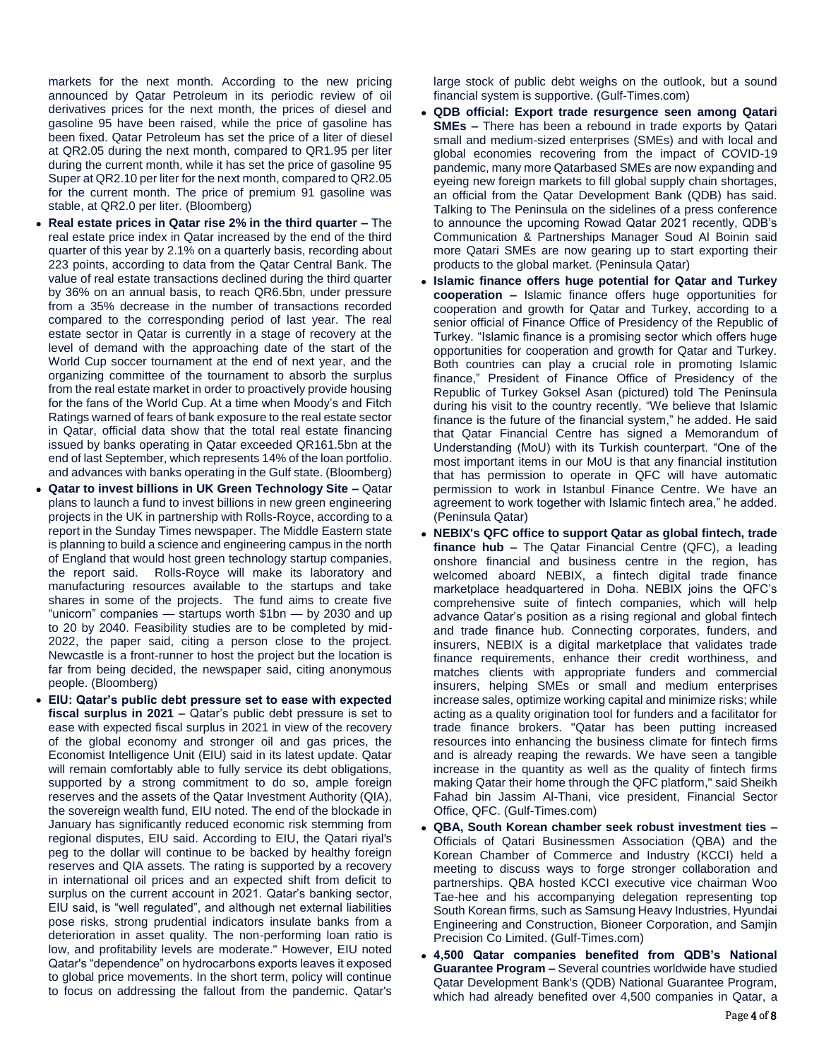markets for the next month. According to the new pricing announced by Qatar Petroleum in its periodic review of oil derivatives prices for the next month, the prices of diesel and gasoline 95 have been raised, while the price of gasoline has been fixed. Qatar Petroleum has set the price of a liter of diesel at QR2.05 during the next month, compared to QR1.95 per liter during the current month, while it has set the price of gasoline 95 Super at QR2.10 per liter for the next month, compared to QR2.05 for the current month. The price of premium 91 gasoline was stable, at QR2.0 per liter. (Bloomberg)

- **Real estate prices in Qatar rise 2% in the third quarter –** The real estate price index in Qatar increased by the end of the third quarter of this year by 2.1% on a quarterly basis, recording about 223 points, according to data from the Qatar Central Bank. The value of real estate transactions declined during the third quarter by 36% on an annual basis, to reach QR6.5bn, under pressure from a 35% decrease in the number of transactions recorded compared to the corresponding period of last year. The real estate sector in Qatar is currently in a stage of recovery at the level of demand with the approaching date of the start of the World Cup soccer tournament at the end of next year, and the organizing committee of the tournament to absorb the surplus from the real estate market in order to proactively provide housing for the fans of the World Cup. At a time when Moody's and Fitch Ratings warned of fears of bank exposure to the real estate sector in Qatar, official data show that the total real estate financing issued by banks operating in Qatar exceeded QR161.5bn at the end of last September, which represents 14% of the loan portfolio. and advances with banks operating in the Gulf state. (Bloomberg)
- **Qatar to invest billions in UK Green Technology Site –** Qatar plans to launch a fund to invest billions in new green engineering projects in the UK in partnership with Rolls-Royce, according to a report in the Sunday Times newspaper. The Middle Eastern state is planning to build a science and engineering campus in the north of England that would host green technology startup companies, the report said. Rolls-Royce will make its laboratory and manufacturing resources available to the startups and take shares in some of the projects. The fund aims to create five "unicorn" companies — startups worth $1bn — by 2030 and up to 20 by 2040. Feasibility studies are to be completed by mid-2022, the paper said, citing a person close to the project. Newcastle is a front-runner to host the project but the location is far from being decided, the newspaper said, citing anonymous people. (Bloomberg)
- **EIU: Qatar's public debt pressure set to ease with expected fiscal surplus in 2021 –** Qatar's public debt pressure is set to ease with expected fiscal surplus in 2021 in view of the recovery of the global economy and stronger oil and gas prices, the Economist Intelligence Unit (EIU) said in its latest update. Qatar will remain comfortably able to fully service its debt obligations, supported by a strong commitment to do so, ample foreign reserves and the assets of the Qatar Investment Authority (QIA), the sovereign wealth fund, EIU noted. The end of the blockade in January has significantly reduced economic risk stemming from regional disputes, EIU said. According to EIU, the Qatari riyal's peg to the dollar will continue to be backed by healthy foreign reserves and QIA assets. The rating is supported by a recovery in international oil prices and an expected shift from deficit to surplus on the current account in 2021. Qatar's banking sector, EIU said, is "well regulated", and although net external liabilities pose risks, strong prudential indicators insulate banks from a deterioration in asset quality. The non-performing loan ratio is low, and profitability levels are moderate." However, EIU noted Qatar's "dependence" on hydrocarbons exports leaves it exposed to global price movements. In the short term, policy will continue to focus on addressing the fallout from the pandemic. Qatar's large stock of public debt weighs on the outlook, but a sound financial system is supportive. (Gulf-Times.com)
- **QDB official: Export trade resurgence seen among Qatari SMEs –** There has been a rebound in trade exports by Qatari small and medium-sized enterprises (SMEs) and with local and global economies recovering from the impact of COVID-19 pandemic, many more Qatarbased SMEs are now expanding and eyeing new foreign markets to fill global supply chain shortages, an official from the Qatar Development Bank (QDB) has said. Talking to The Peninsula on the sidelines of a press conference to announce the upcoming Rowad Qatar 2021 recently, QDB's Communication & Partnerships Manager Soud Al Boinin said more Qatari SMEs are now gearing up to start exporting their products to the global market. (Peninsula Qatar)
- **Islamic finance offers huge potential for Qatar and Turkey cooperation –** Islamic finance offers huge opportunities for cooperation and growth for Qatar and Turkey, according to a senior official of Finance Office of Presidency of the Republic of Turkey. "Islamic finance is a promising sector which offers huge opportunities for cooperation and growth for Qatar and Turkey. Both countries can play a crucial role in promoting Islamic finance," President of Finance Office of Presidency of the Republic of Turkey Goksel Asan (pictured) told The Peninsula during his visit to the country recently. "We believe that Islamic finance is the future of the financial system," he added. He said that Qatar Financial Centre has signed a Memorandum of Understanding (MoU) with its Turkish counterpart. "One of the most important items in our MoU is that any financial institution that has permission to operate in QFC will have automatic permission to work in Istanbul Finance Centre. We have an agreement to work together with Islamic fintech area," he added. (Peninsula Qatar)
- **NEBIX's QFC office to support Qatar as global fintech, trade finance hub –** The Qatar Financial Centre (QFC), a leading onshore financial and business centre in the region, has welcomed aboard NEBIX, a fintech digital trade finance marketplace headquartered in Doha. NEBIX joins the QFC's comprehensive suite of fintech companies, which will help advance Qatar's position as a rising regional and global fintech and trade finance hub. Connecting corporates, funders, and insurers, NEBIX is a digital marketplace that validates trade finance requirements, enhance their credit worthiness, and matches clients with appropriate funders and commercial insurers, helping SMEs or small and medium enterprises increase sales, optimize working capital and minimize risks; while acting as a quality origination tool for funders and a facilitator for trade finance brokers. "Qatar has been putting increased resources into enhancing the business climate for fintech firms and is already reaping the rewards. We have seen a tangible increase in the quantity as well as the quality of fintech firms making Qatar their home through the QFC platform," said Sheikh Fahad bin Jassim Al-Thani, vice president, Financial Sector Office, QFC. (Gulf-Times.com)
- **QBA, South Korean chamber seek robust investment ties –** Officials of Qatari Businessmen Association (QBA) and the Korean Chamber of Commerce and Industry (KCCI) held a meeting to discuss ways to forge stronger collaboration and partnerships. QBA hosted KCCI executive vice chairman Woo Tae-hee and his accompanying delegation representing top South Korean firms, such as Samsung Heavy Industries, Hyundai Engineering and Construction, Bioneer Corporation, and Samjin Precision Co Limited. (Gulf-Times.com)
- **4,500 Qatar companies benefited from QDB's National Guarantee Program –** Several countries worldwide have studied Qatar Development Bank's (QDB) National Guarantee Program, which had already benefited over 4,500 companies in Qatar, a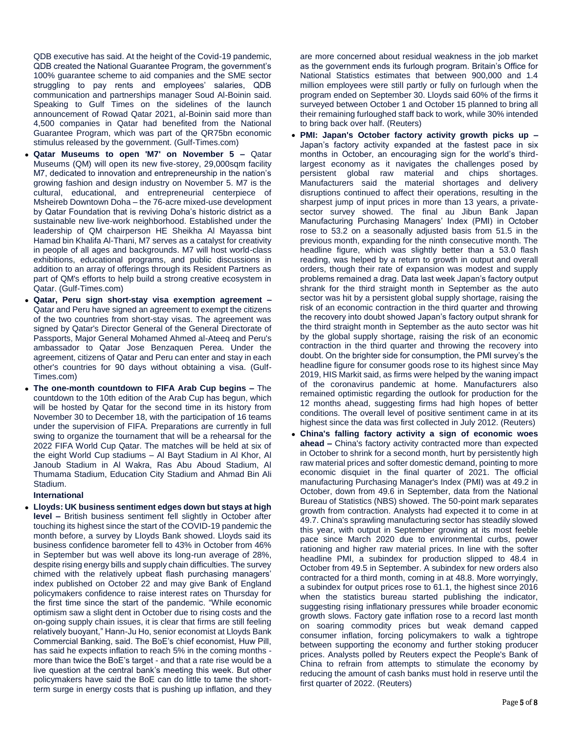QDB executive has said. At the height of the Covid-19 pandemic, QDB created the National Guarantee Program, the government's 100% guarantee scheme to aid companies and the SME sector struggling to pay rents and employees' salaries, QDB communication and partnerships manager Soud Al-Boinin said. Speaking to Gulf Times on the sidelines of the launch announcement of Rowad Qatar 2021, al-Boinin said more than 4,500 companies in Qatar had benefited from the National Guarantee Program, which was part of the QR75bn economic stimulus released by the government. (Gulf-Times.com)

- **Qatar Museums to open 'M7' on November 5 –** Qatar Museums (QM) will open its new five-storey, 29,000sqm facility M7, dedicated to innovation and entrepreneurship in the nation's growing fashion and design industry on November 5. M7 is the cultural, educational, and entrepreneurial centerpiece of Msheireb Downtown Doha – the 76-acre mixed-use development by Qatar Foundation that is reviving Doha's historic district as a sustainable new live-work neighborhood. Established under the leadership of QM chairperson HE Sheikha Al Mayassa bint Hamad bin Khalifa Al-Thani, M7 serves as a catalyst for creativity in people of all ages and backgrounds. M7 will host world-class exhibitions, educational programs, and public discussions in addition to an array of offerings through its Resident Partners as part of QM's efforts to help build a strong creative ecosystem in Qatar. (Gulf-Times.com)
- **Qatar, Peru sign short-stay visa exemption agreement –** Qatar and Peru have signed an agreement to exempt the citizens of the two countries from short-stay visas. The agreement was signed by Qatar's Director General of the General Directorate of Passports, Major General Mohamed Ahmed al-Ateeq and Peru's ambassador to Qatar Jose Benzaquen Perea. Under the agreement, citizens of Qatar and Peru can enter and stay in each other's countries for 90 days without obtaining a visa. (Gulf-Times.com)
- **The one-month countdown to FIFA Arab Cup begins –** The countdown to the 10th edition of the Arab Cup has begun, which will be hosted by Qatar for the second time in its history from November 30 to December 18, with the participation of 16 teams under the supervision of FIFA. Preparations are currently in full swing to organize the tournament that will be a rehearsal for the 2022 FIFA World Cup Qatar. The matches will be held at six of the eight World Cup stadiums – Al Bayt Stadium in Al Khor, Al Janoub Stadium in Al Wakra, Ras Abu Aboud Stadium, Al Thumama Stadium, Education City Stadium and Ahmad Bin Ali Stadium.

**International**

- **Lloyds: UK business sentiment edges down but stays at high level –** British business sentiment fell slightly in October after touching its highest since the start of the COVID-19 pandemic the month before, a survey by Lloyds Bank showed. Lloyds said its business confidence barometer fell to 43% in October from 46% in September but was well above its long-run average of 28%, despite rising energy bills and supply chain difficulties. The survey chimed with the relatively upbeat flash purchasing managers' index published on October 22 and may give Bank of England policymakers confidence to raise interest rates on Thursday for the first time since the start of the pandemic. "While economic optimism saw a slight dent in October due to rising costs and the on-going supply chain issues, it is clear that firms are still feeling relatively buoyant," Hann-Ju Ho, senior economist at Lloyds Bank Commercial Banking, said. The BoE's chief economist, Huw Pill, has said he expects inflation to reach 5% in the coming months - more than twice the BoE's target - and that a rate rise would be a live question at the central bank's meeting this week. But other policymakers have said the BoE can do little to tame the short-term surge in energy costs that is pushing up inflation, and they are more concerned about residual weakness in the job market as the government ends its furlough program. Britain's Office for National Statistics estimates that between 900,000 and 1.4 million employees were still partly or fully on furlough when the program ended on September 30. Lloyds said 60% of the firms it surveyed between October 1 and October 15 planned to bring all their remaining furloughed staff back to work, while 30% intended to bring back over half. (Reuters)
- **PMI: Japan's October factory activity growth picks up –** Japan's factory activity expanded at the fastest pace in six months in October, an encouraging sign for the world's third-largest economy as it navigates the challenges posed by persistent global raw material and chips shortages. Manufacturers said the material shortages and delivery disruptions continued to affect their operations, resulting in the sharpest jump of input prices in more than 13 years, a private-sector survey showed. The final au Jibun Bank Japan Manufacturing Purchasing Managers' Index (PMI) in October rose to 53.2 on a seasonally adjusted basis from 51.5 in the previous month, expanding for the ninth consecutive month. The headline figure, which was slightly better than a 53.0 flash reading, was helped by a return to growth in output and overall orders, though their rate of expansion was modest and supply problems remained a drag. Data last week Japan's factory output shrank for the third straight month in September as the auto sector was hit by a persistent global supply shortage, raising the risk of an economic contraction in the third quarter and throwing the recovery into doubt showed Japan's factory output shrank for the third straight month in September as the auto sector was hit by the global supply shortage, raising the risk of an economic contraction in the third quarter and throwing the recovery into doubt. On the brighter side for consumption, the PMI survey's the headline figure for consumer goods rose to its highest since May 2019, HIS Markit said, as firms were helped by the waning impact of the coronavirus pandemic at home. Manufacturers also remained optimistic regarding the outlook for production for the 12 months ahead, suggesting firms had high hopes of better conditions. The overall level of positive sentiment came in at its highest since the data was first collected in July 2012. (Reuters)
- **China's falling factory activity a sign of economic woes ahead –** China's factory activity contracted more than expected in October to shrink for a second month, hurt by persistently high raw material prices and softer domestic demand, pointing to more economic disquiet in the final quarter of 2021. The official manufacturing Purchasing Manager's Index (PMI) was at 49.2 in October, down from 49.6 in September, data from the National Bureau of Statistics (NBS) showed. The 50-point mark separates growth from contraction. Analysts had expected it to come in at 49.7. China's sprawling manufacturing sector has steadily slowed this year, with output in September growing at its most feeble pace since March 2020 due to environmental curbs, power rationing and higher raw material prices. In line with the softer headline PMI, a subindex for production slipped to 48.4 in October from 49.5 in September. A subindex for new orders also contracted for a third month, coming in at 48.8. More worryingly, a subindex for output prices rose to 61.1, the highest since 2016 when the statistics bureau started publishing the indicator, suggesting rising inflationary pressures while broader economic growth slows. Factory gate inflation rose to a record last month on soaring commodity prices but weak demand capped consumer inflation, forcing policymakers to walk a tightrope between supporting the economy and further stoking producer prices. Analysts polled by Reuters expect the People's Bank of China to refrain from attempts to stimulate the economy by reducing the amount of cash banks must hold in reserve until the first quarter of 2022. (Reuters)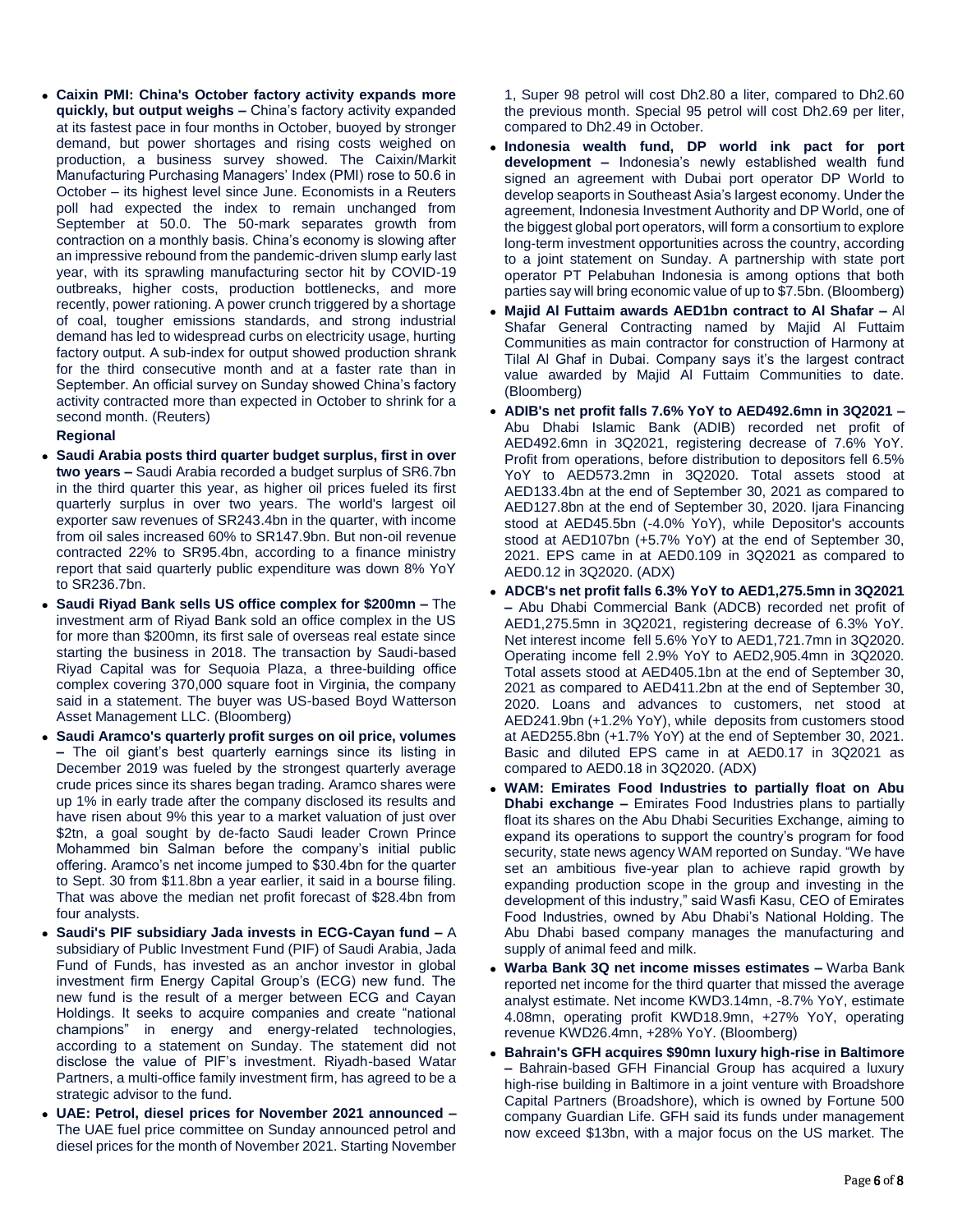- **Caixin PMI: China's October factory activity expands more quickly, but output weighs –** China's factory activity expanded at its fastest pace in four months in October, buoyed by stronger demand, but power shortages and rising costs weighed on production, a business survey showed. The Caixin/Markit Manufacturing Purchasing Managers' Index (PMI) rose to 50.6 in October – its highest level since June. Economists in a Reuters poll had expected the index to remain unchanged from September at 50.0. The 50-mark separates growth from contraction on a monthly basis. China's economy is slowing after an impressive rebound from the pandemic-driven slump early last year, with its sprawling manufacturing sector hit by COVID-19 outbreaks, higher costs, production bottlenecks, and more recently, power rationing. A power crunch triggered by a shortage of coal, tougher emissions standards, and strong industrial demand has led to widespread curbs on electricity usage, hurting factory output. A sub-index for output showed production shrank for the third consecutive month and at a faster rate than in September. An official survey on Sunday showed China's factory activity contracted more than expected in October to shrink for a second month. (Reuters)

**Regional**

- **Saudi Arabia posts third quarter budget surplus, first in over two years –** Saudi Arabia recorded a budget surplus of SR6.7bn in the third quarter this year, as higher oil prices fueled its first quarterly surplus in over two years. The world's largest oil exporter saw revenues of SR243.4bn in the quarter, with income from oil sales increased 60% to SR147.9bn. But non-oil revenue contracted 22% to SR95.4bn, according to a finance ministry report that said quarterly public expenditure was down 8% YoY to SR236.7bn.
- **Saudi Riyad Bank sells US office complex for $200mn –** The investment arm of Riyad Bank sold an office complex in the US for more than $200mn, its first sale of overseas real estate since starting the business in 2018. The transaction by Saudi-based Riyad Capital was for Sequoia Plaza, a three-building office complex covering 370,000 square foot in Virginia, the company said in a statement. The buyer was US-based Boyd Watterson Asset Management LLC. (Bloomberg)
- **Saudi Aramco's quarterly profit surges on oil price, volumes –** The oil giant's best quarterly earnings since its listing in December 2019 was fueled by the strongest quarterly average crude prices since its shares began trading. Aramco shares were up 1% in early trade after the company disclosed its results and have risen about 9% this year to a market valuation of just over $2tn, a goal sought by de-facto Saudi leader Crown Prince Mohammed bin Salman before the company's initial public offering. Aramco's net income jumped to $30.4bn for the quarter to Sept. 30 from $11.8bn a year earlier, it said in a bourse filing. That was above the median net profit forecast of $28.4bn from four analysts.
- **Saudi's PIF subsidiary Jada invests in ECG-Cayan fund –** A subsidiary of Public Investment Fund (PIF) of Saudi Arabia, Jada Fund of Funds, has invested as an anchor investor in global investment firm Energy Capital Group's (ECG) new fund. The new fund is the result of a merger between ECG and Cayan Holdings. It seeks to acquire companies and create "national champions" in energy and energy-related technologies, according to a statement on Sunday. The statement did not disclose the value of PIF's investment. Riyadh-based Watar Partners, a multi-office family investment firm, has agreed to be a strategic advisor to the fund.
- **UAE: Petrol, diesel prices for November 2021 announced –** The UAE fuel price committee on Sunday announced petrol and diesel prices for the month of November 2021. Starting November 1, Super 98 petrol will cost Dh2.80 a liter, compared to Dh2.60 the previous month. Special 95 petrol will cost Dh2.69 per liter, compared to Dh2.49 in October.
- **Indonesia wealth fund, DP world ink pact for port development –** Indonesia's newly established wealth fund signed an agreement with Dubai port operator DP World to develop seaports in Southeast Asia's largest economy. Under the agreement, Indonesia Investment Authority and DP World, one of the biggest global port operators, will form a consortium to explore long-term investment opportunities across the country, according to a joint statement on Sunday. A partnership with state port operator PT Pelabuhan Indonesia is among options that both parties say will bring economic value of up to $7.5bn. (Bloomberg)
- **Majid Al Futtaim awards AED1bn contract to Al Shafar –** Al Shafar General Contracting named by Majid Al Futtaim Communities as main contractor for construction of Harmony at Tilal Al Ghaf in Dubai. Company says it's the largest contract value awarded by Majid Al Futtaim Communities to date. (Bloomberg)
- **ADIB's net profit falls 7.6% YoY to AED492.6mn in 3Q2021 –** Abu Dhabi Islamic Bank (ADIB) recorded net profit of AED492.6mn in 3Q2021, registering decrease of 7.6% YoY. Profit from operations, before distribution to depositors fell 6.5% YoY to AED573.2mn in 3Q2020. Total assets stood at AED133.4bn at the end of September 30, 2021 as compared to AED127.8bn at the end of September 30, 2020. Ijara Financing stood at AED45.5bn (-4.0% YoY), while Depositor's accounts stood at AED107bn (+5.7% YoY) at the end of September 30, 2021. EPS came in at AED0.109 in 3Q2021 as compared to AED0.12 in 3Q2020. (ADX)
- **ADCB's net profit falls 6.3% YoY to AED1,275.5mn in 3Q2021 –** Abu Dhabi Commercial Bank (ADCB) recorded net profit of AED1,275.5mn in 3Q2021, registering decrease of 6.3% YoY. Net interest income fell 5.6% YoY to AED1,721.7mn in 3Q2020. Operating income fell 2.9% YoY to AED2,905.4mn in 3Q2020. Total assets stood at AED405.1bn at the end of September 30, 2021 as compared to AED411.2bn at the end of September 30, 2020. Loans and advances to customers, net stood at AED241.9bn (+1.2% YoY), while deposits from customers stood at AED255.8bn (+1.7% YoY) at the end of September 30, 2021. Basic and diluted EPS came in at AED0.17 in 3Q2021 as compared to AED0.18 in 3Q2020. (ADX)
- **WAM: Emirates Food Industries to partially float on Abu Dhabi exchange –** Emirates Food Industries plans to partially float its shares on the Abu Dhabi Securities Exchange, aiming to expand its operations to support the country's program for food security, state news agency WAM reported on Sunday. "We have set an ambitious five-year plan to achieve rapid growth by expanding production scope in the group and investing in the development of this industry," said Wasfi Kasu, CEO of Emirates Food Industries, owned by Abu Dhabi's National Holding. The Abu Dhabi based company manages the manufacturing and supply of animal feed and milk.
- **Warba Bank 3Q net income misses estimates –** Warba Bank reported net income for the third quarter that missed the average analyst estimate. Net income KWD3.14mn, -8.7% YoY, estimate 4.08mn, operating profit KWD18.9mn, +27% YoY, operating revenue KWD26.4mn, +28% YoY. (Bloomberg)
- **Bahrain's GFH acquires $90mn luxury high-rise in Baltimore –** Bahrain-based GFH Financial Group has acquired a luxury high-rise building in Baltimore in a joint venture with Broadshore Capital Partners (Broadshore), which is owned by Fortune 500 company Guardian Life. GFH said its funds under management now exceed $13bn, with a major focus on the US market. The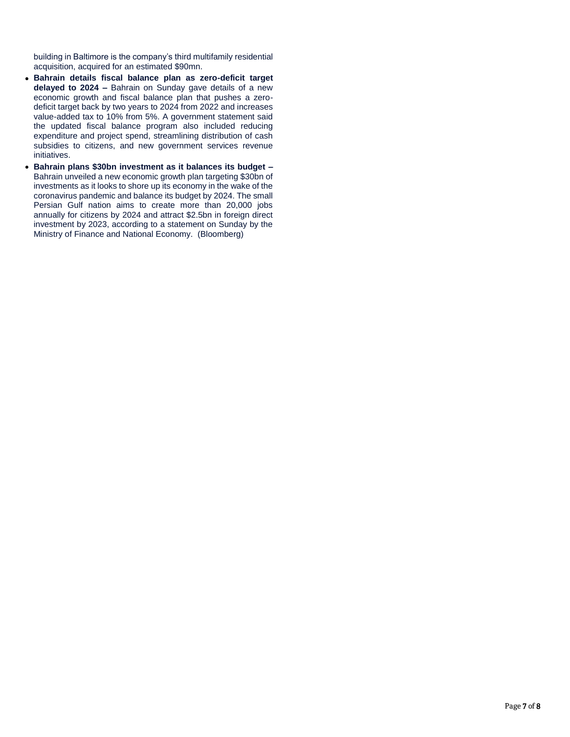building in Baltimore is the company's third multifamily residential acquisition, acquired for an estimated $90mn.

- **Bahrain details fiscal balance plan as zero-deficit target delayed to 2024 –** Bahrain on Sunday gave details of a new economic growth and fiscal balance plan that pushes a zero-deficit target back by two years to 2024 from 2022 and increases value-added tax to 10% from 5%. A government statement said the updated fiscal balance program also included reducing expenditure and project spend, streamlining distribution of cash subsidies to citizens, and new government services revenue initiatives.
- **Bahrain plans $30bn investment as it balances its budget –** Bahrain unveiled a new economic growth plan targeting $30bn of investments as it looks to shore up its economy in the wake of the coronavirus pandemic and balance its budget by 2024. The small Persian Gulf nation aims to create more than 20,000 jobs annually for citizens by 2024 and attract $2.5bn in foreign direct investment by 2023, according to a statement on Sunday by the Ministry of Finance and National Economy. (Bloomberg)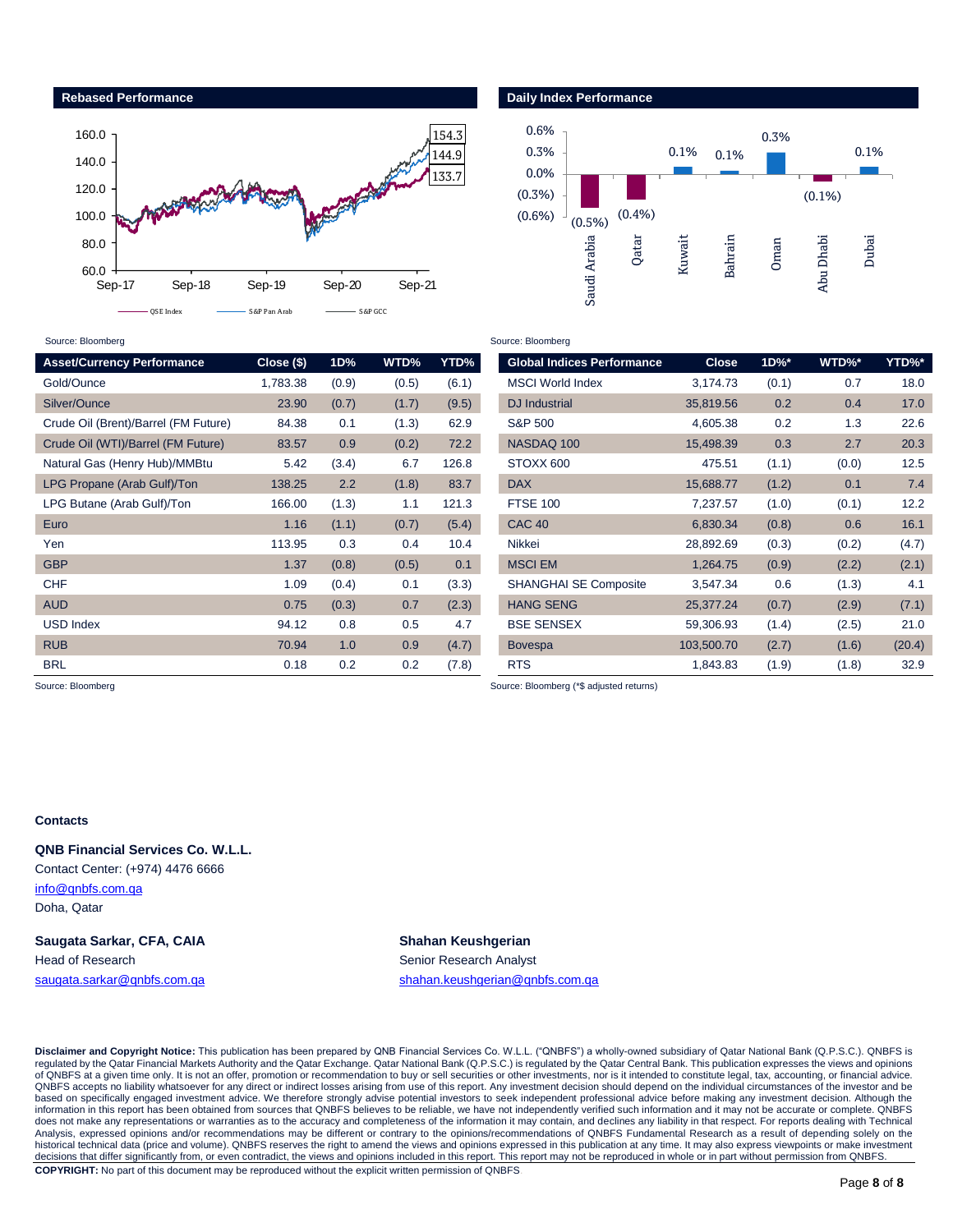## Rebased Performance

160.0
140.0
120.0
100.0
80.0
60.0

Sep-17 Sep-18 Sep-19 Sep-20 Sep-21

154.3
144.9
133.7

QSE Index S&P Pan Arab S&P GCC

Source: Bloomberg

## Daily Index Performance

0.6%
0.3%
0.0%
(0.3%)
(0.6%)

(0.5%) (0.4%) 0.1% 0.1% 0.3% (0.1%) 0.1%

Saudi Arabia Qatar Kuwait Bahrain Oman Abu Dhabi Dubai

Source: Bloomberg

| Asset/Currency Performance | Close ($) | 1D% | WTD% | YTD% |
|---|---|---|---|---|
| Gold/Ounce | 1,783.38 | (0.9) | (0.5) | (6.1) |
| Silver/Ounce | 23.90 | (0.7) | (1.7) | (9.5) |
| Crude Oil (Brent)/Barrel (FM Future) | 84.38 | 0.1 | (1.3) | 62.9 |
| Crude Oil (WTI)/Barrel (FM Future) | 83.57 | 0.9 | (0.2) | 72.2 |
| Natural Gas (Henry Hub)/MMBtu | 5.42 | (3.4) | 6.7 | 126.8 |
| LPG Propane (Arab Gulf)/Ton | 138.25 | 2.2 | (1.8) | 83.7 |
| LPG Butane (Arab Gulf)/Ton | 166.00 | (1.3) | 1.1 | 121.3 |
| Euro | 1.16 | (1.1) | (0.7) | (5.4) |
| Yen | 113.95 | 0.3 | 0.4 | 10.4 |
| GBP | 1.37 | (0.8) | (0.5) | 0.1 |
| CHF | 1.09 | (0.4) | 0.1 | (3.3) |
| AUD | 0.75 | (0.3) | 0.7 | (2.3) |
| USD Index | 94.12 | 0.8 | 0.5 | 4.7 |
| RUB | 70.94 | 1.0 | 0.9 | (4.7) |
| BRL | 0.18 | 0.2 | 0.2 | (7.8) |

Source: Bloomberg

| Global Indices Performance | Close | 1D%* | WTD%* | YTD%* |
|---|---|---|---|---|
| MSCI World Index | 3,174.73 | (0.1) | 0.7 | 18.0 |
| DJ Industrial | 35,819.56 | 0.2 | 0.4 | 17.0 |
| S&P 500 | 4,605.38 | 0.2 | 1.3 | 22.6 |
| NASDAQ 100 | 15,498.39 | 0.3 | 2.7 | 20.3 |
| STOXX 600 | 475.51 | (1.1) | (0.0) | 12.5 |
| DAX | 15,688.77 | (1.2) | 0.1 | 7.4 |
| FTSE 100 | 7,237.57 | (1.0) | (0.1) | 12.2 |
| CAC 40 | 6,830.34 | (0.8) | 0.6 | 16.1 |
| Nikkei | 28,892.69 | (0.3) | (0.2) | (4.7) |
| MSCI EM | 1,264.75 | (0.9) | (2.2) | (2.1) |
| SHANGHAI SE Composite | 3,547.34 | 0.6 | (1.3) | 4.1 |
| HANG SENG | 25,377.24 | (0.7) | (2.9) | (7.1) |
| BSE SENSEX | 59,306.93 | (1.4) | (2.5) | 21.0 |
| Bovespa | 103,500.70 | (2.7) | (1.6) | (20.4) |
| RTS | 1,843.83 | (1.9) | (1.8) | 32.9 |

Source: Bloomberg (*$ adjusted returns)

**Contacts**

**QNB Financial Services Co. W.L.L.**
Contact Center: (+974) 4476 6666
info@qnbfs.com.qa
Doha, Qatar

**Saugata Sarkar, CFA, CAIA**
Head of Research
saugata.sarkar@qnbfs.com.qa

**Shahan Keushgerian**
Senior Research Analyst
shahan.keushgerian@qnbfs.com.qa

**Disclaimer and Copyright Notice:** This publication has been prepared by QNB Financial Services Co. W.L.L. ("QNBFS") a wholly-owned subsidiary of Qatar National Bank (Q.P.S.C.). QNBFS is regulated by the Qatar Financial Markets Authority and the Qatar Exchange. Qatar National Bank (Q.P.S.C.) is regulated by the Qatar Central Bank. This publication expresses the views and opinions of QNBFS at a given time only. It is not an offer, promotion or recommendation to buy or sell securities or other investments, nor is it intended to constitute legal, tax, accounting, or financial advice. QNBFS accepts no liability whatsoever for any direct or indirect losses arising from use of this report. Any investment decision should depend on the individual circumstances of the investor and be based on specifically engaged investment advice. We therefore strongly advise potential investors to seek independent professional advice before making any investment decision. Although the information in this report has been obtained from sources that QNBFS believes to be reliable, we have not independently verified such information and it may not be accurate or complete. QNBFS does not make any representations or warranties as to the accuracy and completeness of the information it may contain, and declines any liability in that respect. For reports dealing with Technical Analysis, expressed opinions and/or recommendations may be different or contrary to the opinions/recommendations of QNBFS Fundamental Research as a result of depending solely on the historical technical data (price and volume). QNBFS reserves the right to amend the views and opinions expressed in this publication at any time. It may also express viewpoints or make investment decisions that differ significantly from, or even contradict, the views and opinions included in this report. This report may not be reproduced in whole or in part without permission from QNBFS.

**COPYRIGHT:** No part of this document may be reproduced without the explicit written permission of QNBFS.